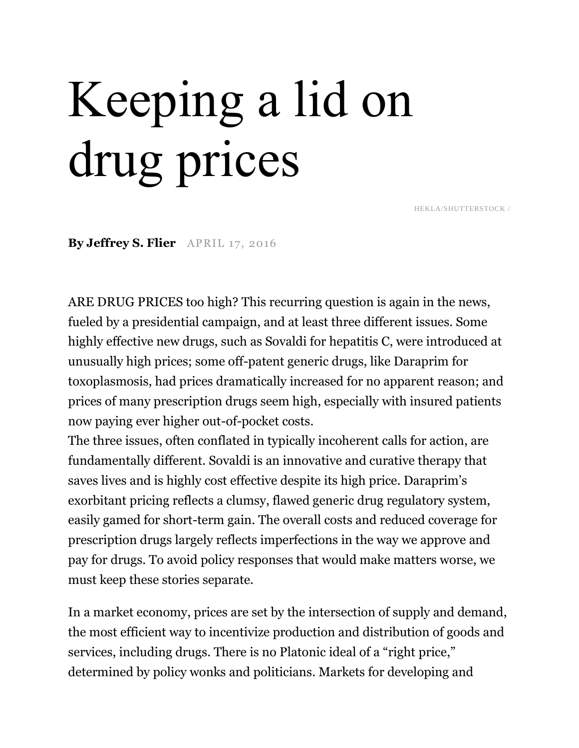# Keeping a lid on drug prices

HEKLA/SHUTTERSTOCK /

**By Jeffrey S. Flier** APRIL 17, 2016

ARE DRUG PRICES too high? This recurring question is again in the news, fueled by a presidential campaign, and at least three different issues. Some highly effective new drugs, such as Sovaldi for hepatitis C, were introduced at unusually high prices; some off-patent generic drugs, like Daraprim for toxoplasmosis, had prices dramatically increased for no apparent reason; and prices of many prescription drugs seem high, especially with insured patients now paying ever higher out-of-pocket costs.

The three issues, often conflated in typically incoherent calls for action, are fundamentally different. Sovaldi is an innovative and curative therapy that saves lives and is highly cost effective despite its high price. Daraprim's exorbitant pricing reflects a clumsy, flawed generic drug regulatory system, easily gamed for short-term gain. The overall costs and reduced coverage for prescription drugs largely reflects imperfections in the way we approve and pay for drugs. To avoid policy responses that would make matters worse, we must keep these stories separate.

In a market economy, prices are set by the intersection of supply and demand, the most efficient way to incentivize production and distribution of goods and services, including drugs. There is no Platonic ideal of a "right price," determined by policy wonks and politicians. Markets for developing and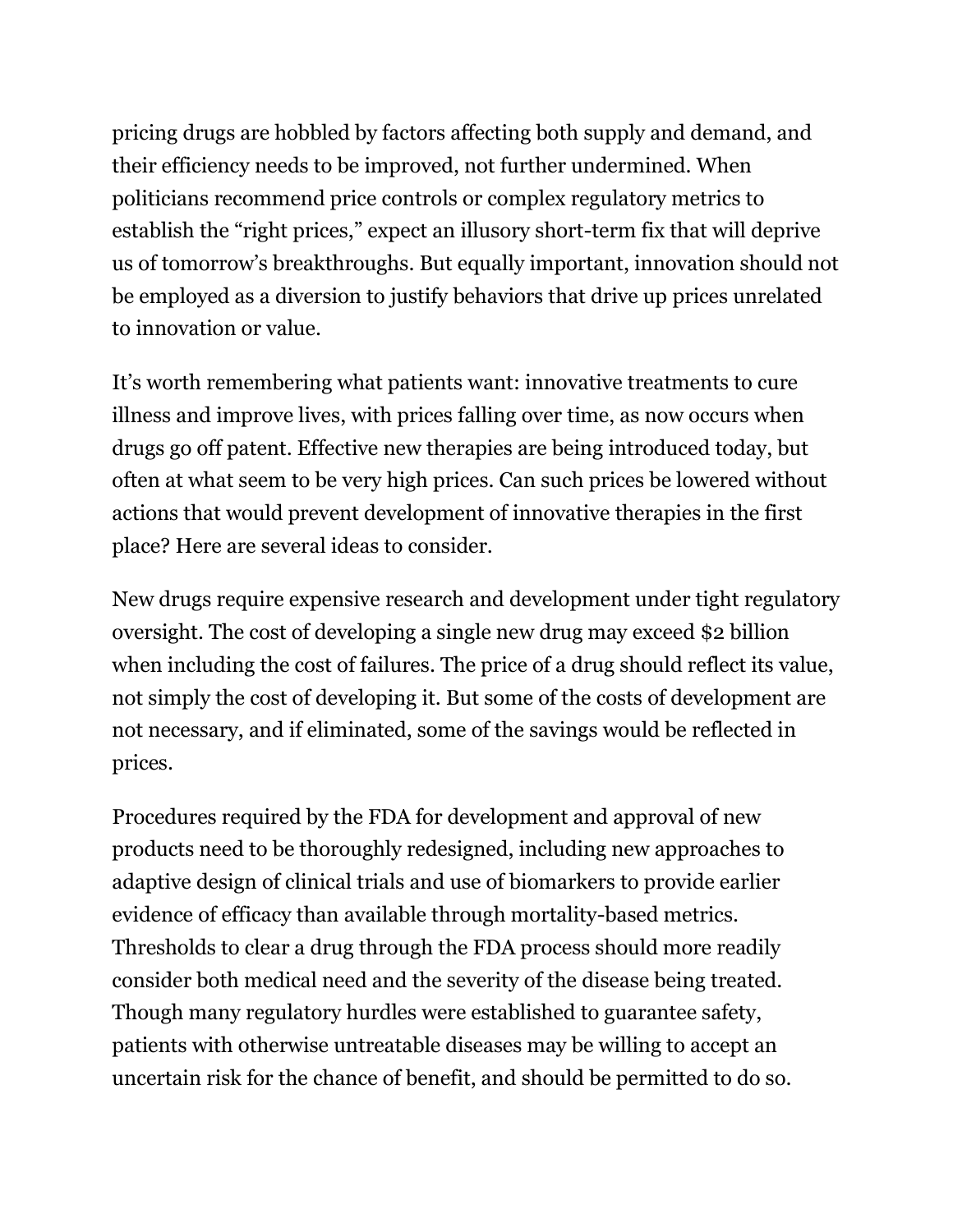pricing drugs are hobbled by factors affecting both supply and demand, and their efficiency needs to be improved, not further undermined. When politicians recommend price controls or complex regulatory metrics to establish the "right prices," expect an illusory short-term fix that will deprive us of tomorrow's breakthroughs. But equally important, innovation should not be employed as a diversion to justify behaviors that drive up prices unrelated to innovation or value.

It's worth remembering what patients want: innovative treatments to cure illness and improve lives, with prices falling over time, as now occurs when drugs go off patent. Effective new therapies are being introduced today, but often at what seem to be very high prices. Can such prices be lowered without actions that would prevent development of innovative therapies in the first place? Here are several ideas to consider.

New drugs require expensive research and development under tight regulatory oversight. The cost of developing a single new drug may exceed $2 billion when including the cost of failures. The price of a drug should reflect its value, not simply the cost of developing it. But some of the costs of development are not necessary, and if eliminated, some of the savings would be reflected in prices.

Procedures required by the FDA for development and approval of new products need to be thoroughly redesigned, including new approaches to adaptive design of clinical trials and use of biomarkers to provide earlier evidence of efficacy than available through mortality-based metrics. Thresholds to clear a drug through the FDA process should more readily consider both medical need and the severity of the disease being treated. Though many regulatory hurdles were established to guarantee safety, patients with otherwise untreatable diseases may be willing to accept an uncertain risk for the chance of benefit, and should be permitted to do so.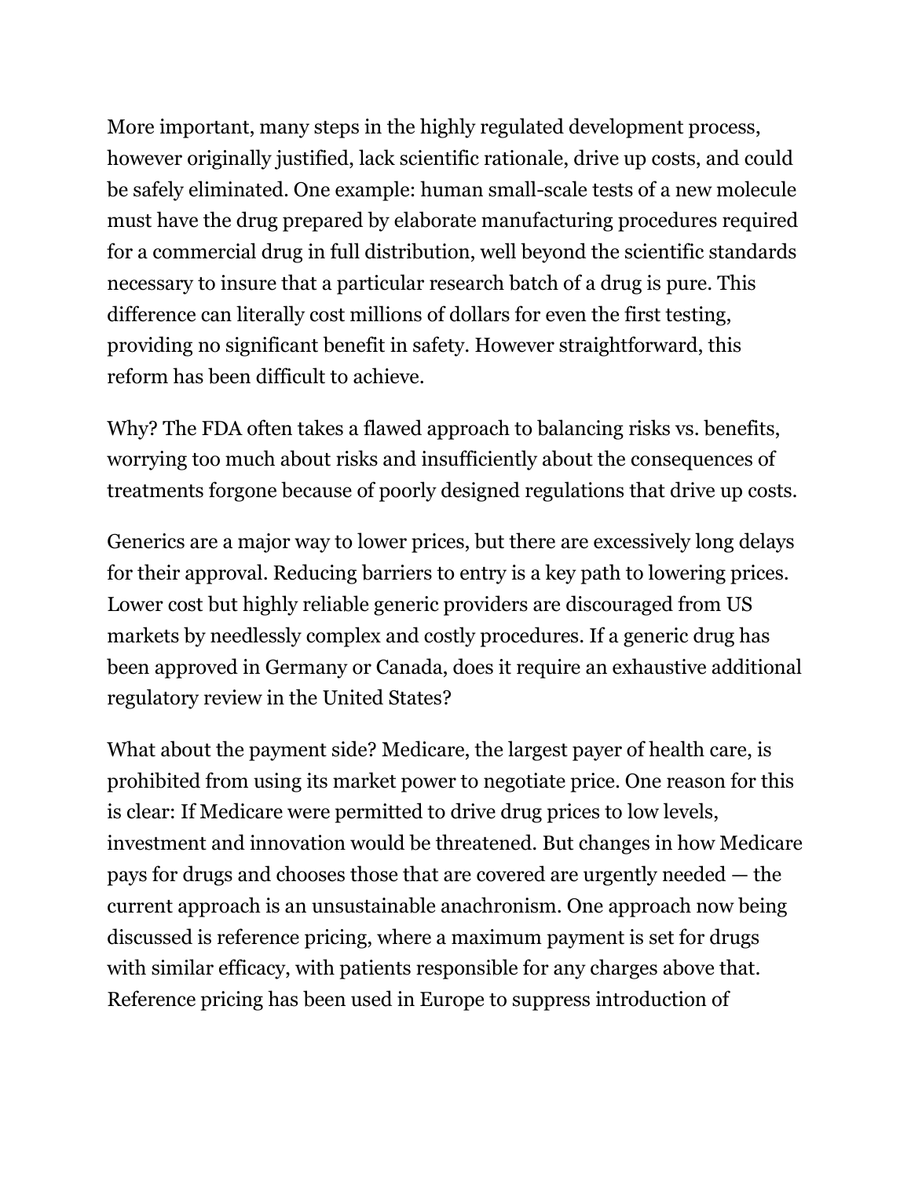More important, many steps in the highly regulated development process, however originally justified, lack scientific rationale, drive up costs, and could be safely eliminated. One example: human small-scale tests of a new molecule must have the drug prepared by elaborate manufacturing procedures required for a commercial drug in full distribution, well beyond the scientific standards necessary to insure that a particular research batch of a drug is pure. This difference can literally cost millions of dollars for even the first testing, providing no significant benefit in safety. However straightforward, this reform has been difficult to achieve.

Why? The FDA often takes a flawed approach to balancing risks vs. benefits, worrying too much about risks and insufficiently about the consequences of treatments forgone because of poorly designed regulations that drive up costs.

Generics are a major way to lower prices, but there are excessively long delays for their approval. Reducing barriers to entry is a key path to lowering prices. Lower cost but highly reliable generic providers are discouraged from US markets by needlessly complex and costly procedures. If a generic drug has been approved in Germany or Canada, does it require an exhaustive additional regulatory review in the United States?

What about the payment side? Medicare, the largest payer of health care, is prohibited from using its market power to negotiate price. One reason for this is clear: If Medicare were permitted to drive drug prices to low levels, investment and innovation would be threatened. But changes in how Medicare pays for drugs and chooses those that are covered are urgently needed — the current approach is an unsustainable anachronism. One approach now being discussed is reference pricing, where a maximum payment is set for drugs with similar efficacy, with patients responsible for any charges above that. Reference pricing has been used in Europe to suppress introduction of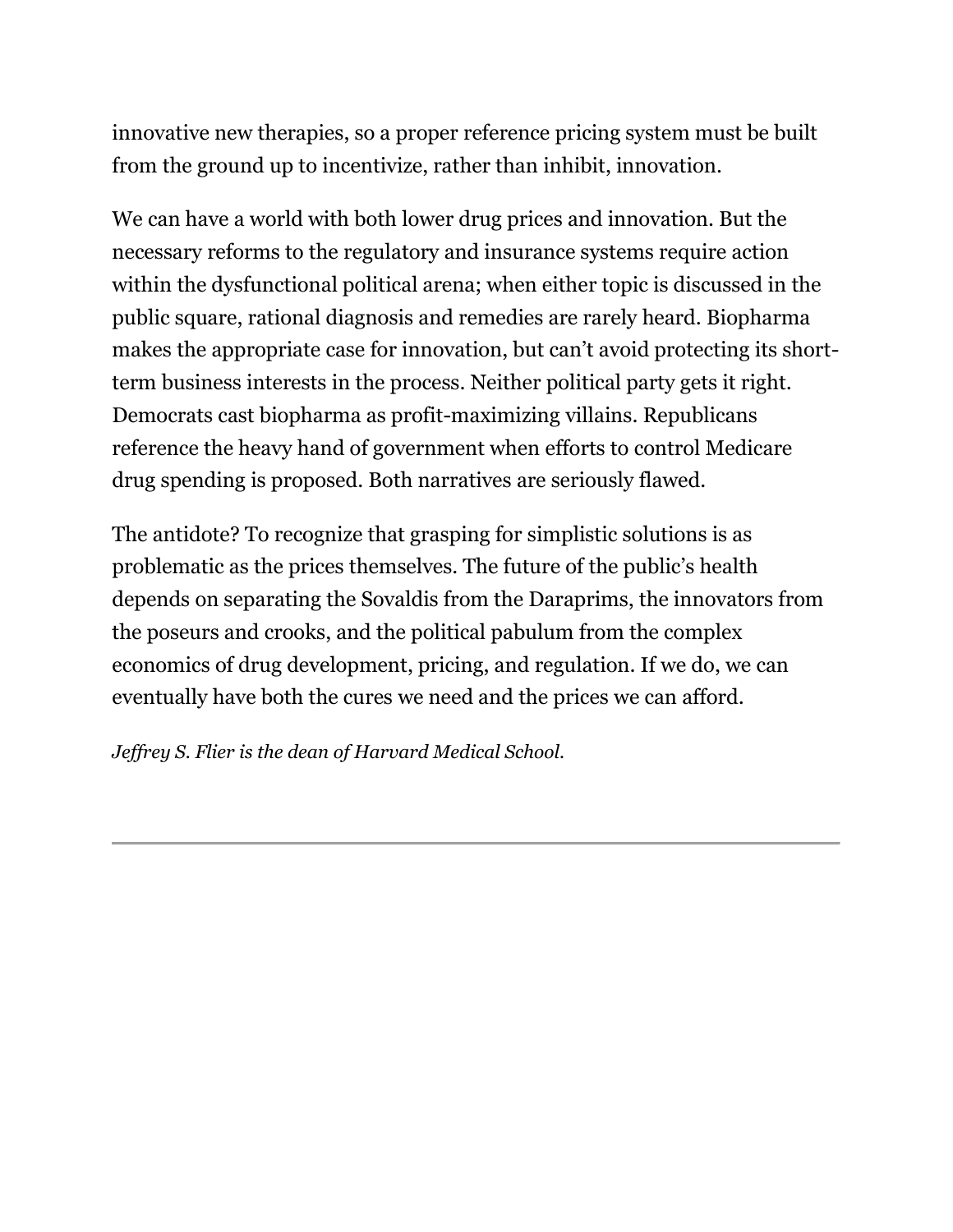innovative new therapies, so a proper reference pricing system must be built from the ground up to incentivize, rather than inhibit, innovation.

We can have a world with both lower drug prices and innovation. But the necessary reforms to the regulatory and insurance systems require action within the dysfunctional political arena; when either topic is discussed in the public square, rational diagnosis and remedies are rarely heard. Biopharma makes the appropriate case for innovation, but can't avoid protecting its short-term business interests in the process. Neither political party gets it right. Democrats cast biopharma as profit-maximizing villains. Republicans reference the heavy hand of government when efforts to control Medicare drug spending is proposed. Both narratives are seriously flawed.

The antidote? To recognize that grasping for simplistic solutions is as problematic as the prices themselves. The future of the public's health depends on separating the Sovaldis from the Daraprims, the innovators from the poseurs and crooks, and the political pabulum from the complex economics of drug development, pricing, and regulation. If we do, we can eventually have both the cures we need and the prices we can afford.

*Jeffrey S. Flier is the dean of Harvard Medical School.*

---